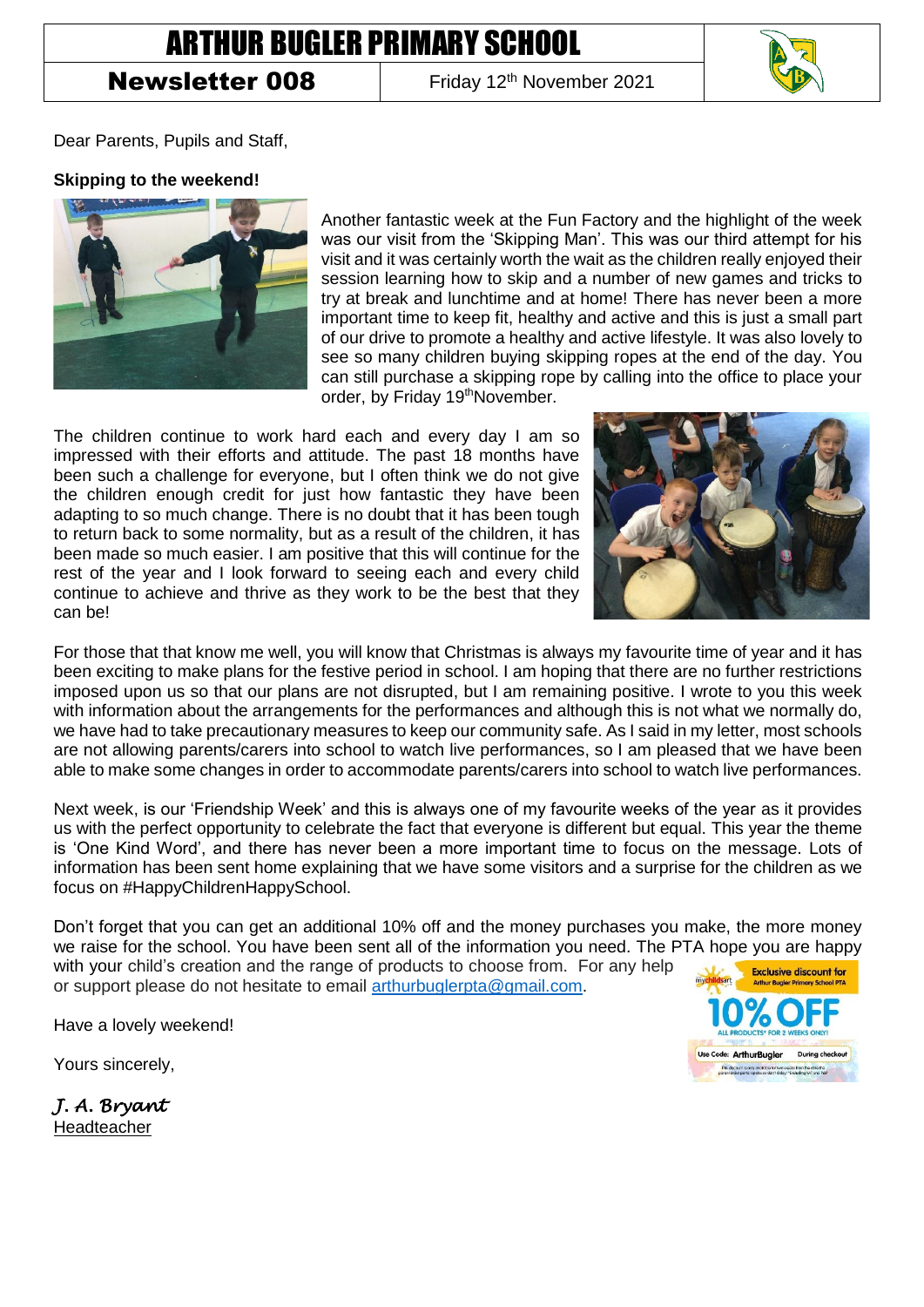# ARTHUR BUGLER PRIMARY SCHOOL

**Newsletter 008** | Friday 12th November 2021

Dear Parents, Pupils and Staff,

**Skipping to the weekend!**

Another fantastic week at the Fun Factory and the highlight of the week was our visit from the 'Skipping Man'. This was our third attempt for his visit and it was certainly worth the wait as the children really enjoyed their session learning how to skip and a number of new games and tricks to try at break and lunchtime and at home! There has never been a more important time to keep fit, healthy and active and this is just a small part of our drive to promote a healthy and active lifestyle. It was also lovely to see so many children buying skipping ropes at the end of the day. You can still purchase a skipping rope by calling into the office to place your order, by Friday 19th November.

The children continue to work hard each and every day I am so impressed with their efforts and attitude. The past 18 months have been such a challenge for everyone, but I often think we do not give the children enough credit for just how fantastic they have been adapting to so much change. There is no doubt that it has been tough to return back to some normality, but as a result of the children, it has been made so much easier. I am positive that this will continue for the rest of the year and I look forward to seeing each and every child continue to achieve and thrive as they work to be the best that they can be!

For those that that know me well, you will know that Christmas is always my favourite time of year and it has been exciting to make plans for the festive period in school. I am hoping that there are no further restrictions imposed upon us so that our plans are not disrupted, but I am remaining positive. I wrote to you this week with information about the arrangements for the performances and although this is not what we normally do, we have had to take precautionary measures to keep our community safe. As I said in my letter, most schools are not allowing parents/carers into school to watch live performances, so I am pleased that we have been able to make some changes in order to accommodate parents/carers into school to watch live performances.

Next week, is our 'Friendship Week' and this is always one of my favourite weeks of the year as it provides us with the perfect opportunity to celebrate the fact that everyone is different but equal. This year the theme is 'One Kind Word', and there has never been a more important time to focus on the message. Lots of information has been sent home explaining that we have some visitors and a surprise for the children as we focus on #HappyChildrenHappySchool.

Don't forget that you can get an additional 10% off and the money purchases you make, the more money we raise for the school. You have been sent all of the information you need. The PTA hope you are happy with your child's creation and the range of products to choose from. For any help or support please do not hesitate to email arthurbuglerpta@gmail.com.

Exclusive discount for Arthur Bugler Primary School PTA
10% OFF
ALL PRODUCTS* FOR 2 WEEKS ONLY!
Use Code: ArthurBugler During checkout

Have a lovely weekend!

Yours sincerely,

*J. A. Bryant*
Headteacher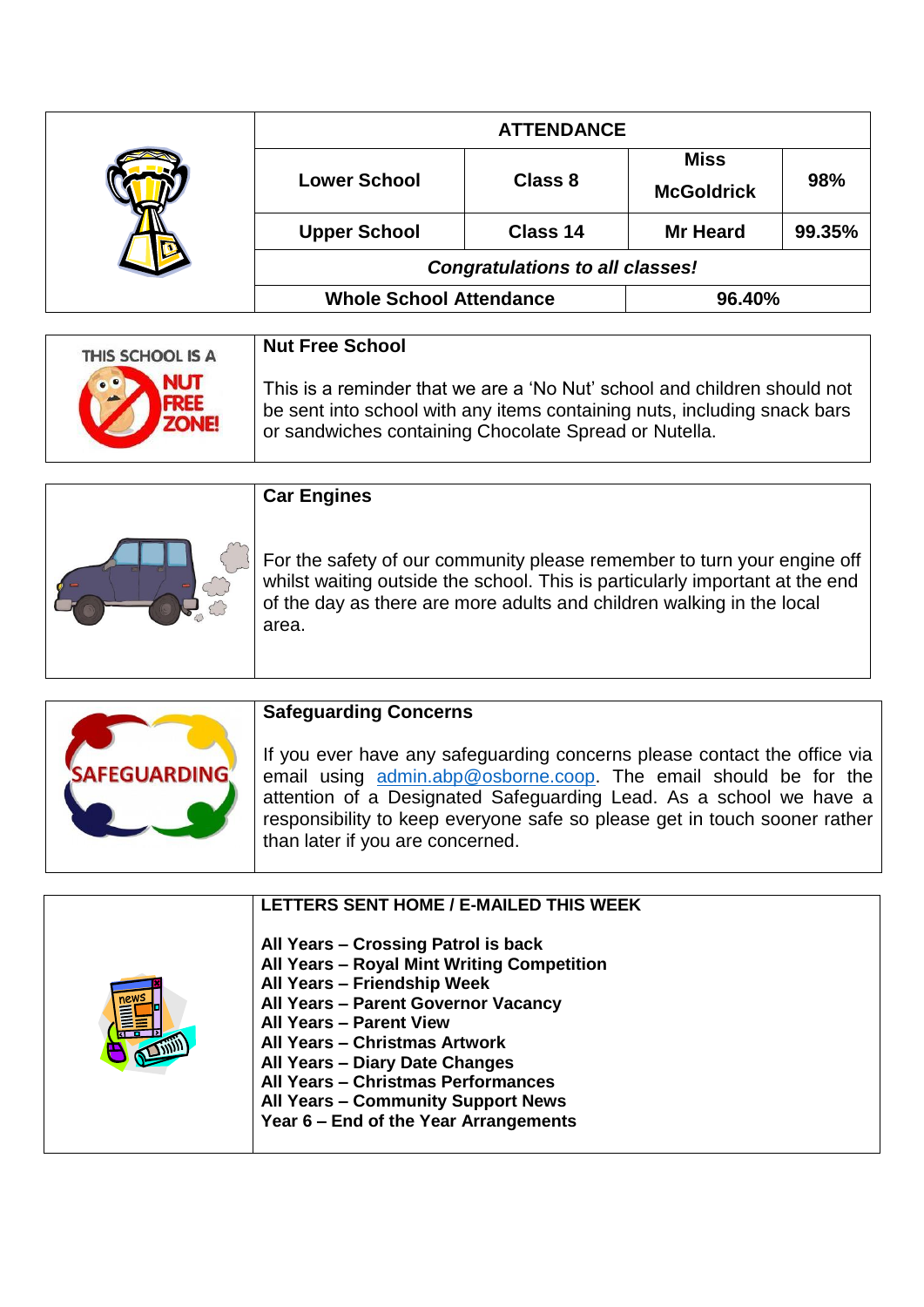| ATTENDANCE | | | |
|---|---|---|---|
| Lower School | Class 8 | Miss McGoldrick | 98% |
| Upper School | Class 14 | Mr Heard | 99.35% |
| ***Congratulations to all classes!*** | | | |
| **Whole School Attendance** | | **96.40%** | |

### Nut Free School

This is a reminder that we are a 'No Nut' school and children should not be sent into school with any items containing nuts, including snack bars or sandwiches containing Chocolate Spread or Nutella.

### Car Engines

For the safety of our community please remember to turn your engine off whilst waiting outside the school. This is particularly important at the end of the day as there are more adults and children walking in the local area.

### Safeguarding Concerns

If you ever have any safeguarding concerns please contact the office via email using admin.abp@osborne.coop. The email should be for the attention of a Designated Safeguarding Lead. As a school we have a responsibility to keep everyone safe so please get in touch sooner rather than later if you are concerned.

### LETTERS SENT HOME / E-MAILED THIS WEEK

**All Years – Crossing Patrol is back**
**All Years – Royal Mint Writing Competition**
**All Years – Friendship Week**
**All Years – Parent Governor Vacancy**
**All Years – Parent View**
**All Years – Christmas Artwork**
**All Years – Diary Date Changes**
**All Years – Christmas Performances**
**All Years – Community Support News**
**Year 6 – End of the Year Arrangements**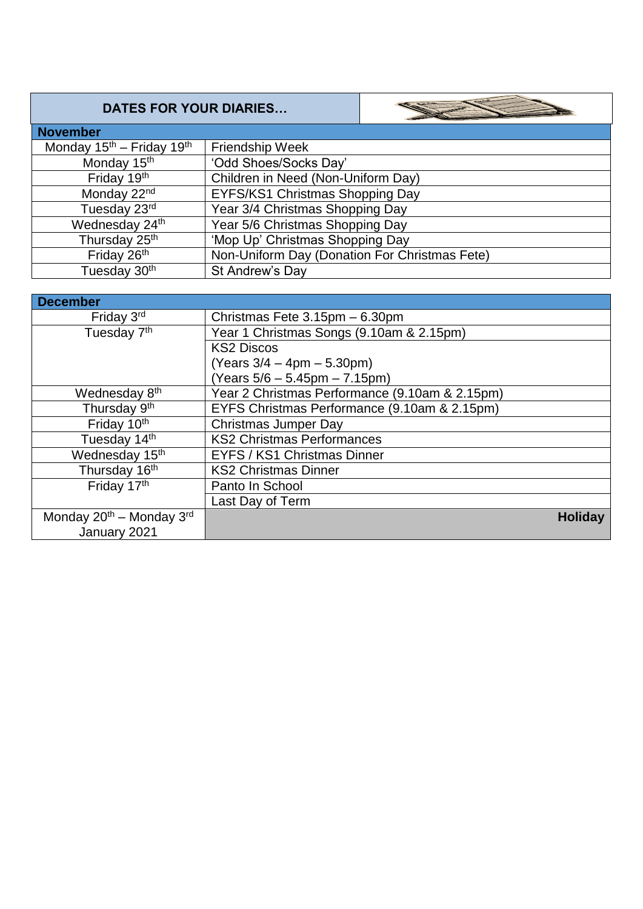## DATES FOR YOUR DIARIES…

| November | |
|---|---|
| Monday 15th – Friday 19th | Friendship Week |
| Monday 15th | 'Odd Shoes/Socks Day' |
| Friday 19th | Children in Need (Non-Uniform Day) |
| Monday 22nd | EYFS/KS1 Christmas Shopping Day |
| Tuesday 23rd | Year 3/4 Christmas Shopping Day |
| Wednesday 24th | Year 5/6 Christmas Shopping Day |
| Thursday 25th | 'Mop Up' Christmas Shopping Day |
| Friday 26th | Non-Uniform Day (Donation For Christmas Fete) |
| Tuesday 30th | St Andrew's Day |

| December | |
|---|---|
| Friday 3rd | Christmas Fete 3.15pm – 6.30pm |
| Tuesday 7th | Year 1 Christmas Songs (9.10am & 2.15pm) |
| | KS2 Discos<br>(Years 3/4 – 4pm – 5.30pm)<br>(Years 5/6 – 5.45pm – 7.15pm) |
| Wednesday 8th | Year 2 Christmas Performance (9.10am & 2.15pm) |
| Thursday 9th | EYFS Christmas Performance (9.10am & 2.15pm) |
| Friday 10th | Christmas Jumper Day |
| Tuesday 14th | KS2 Christmas Performances |
| Wednesday 15th | EYFS / KS1 Christmas Dinner |
| Thursday 16th | KS2 Christmas Dinner |
| Friday 17th | Panto In School |
| | Last Day of Term |
| Monday 20th – Monday 3rd January 2021 | **Holiday** |